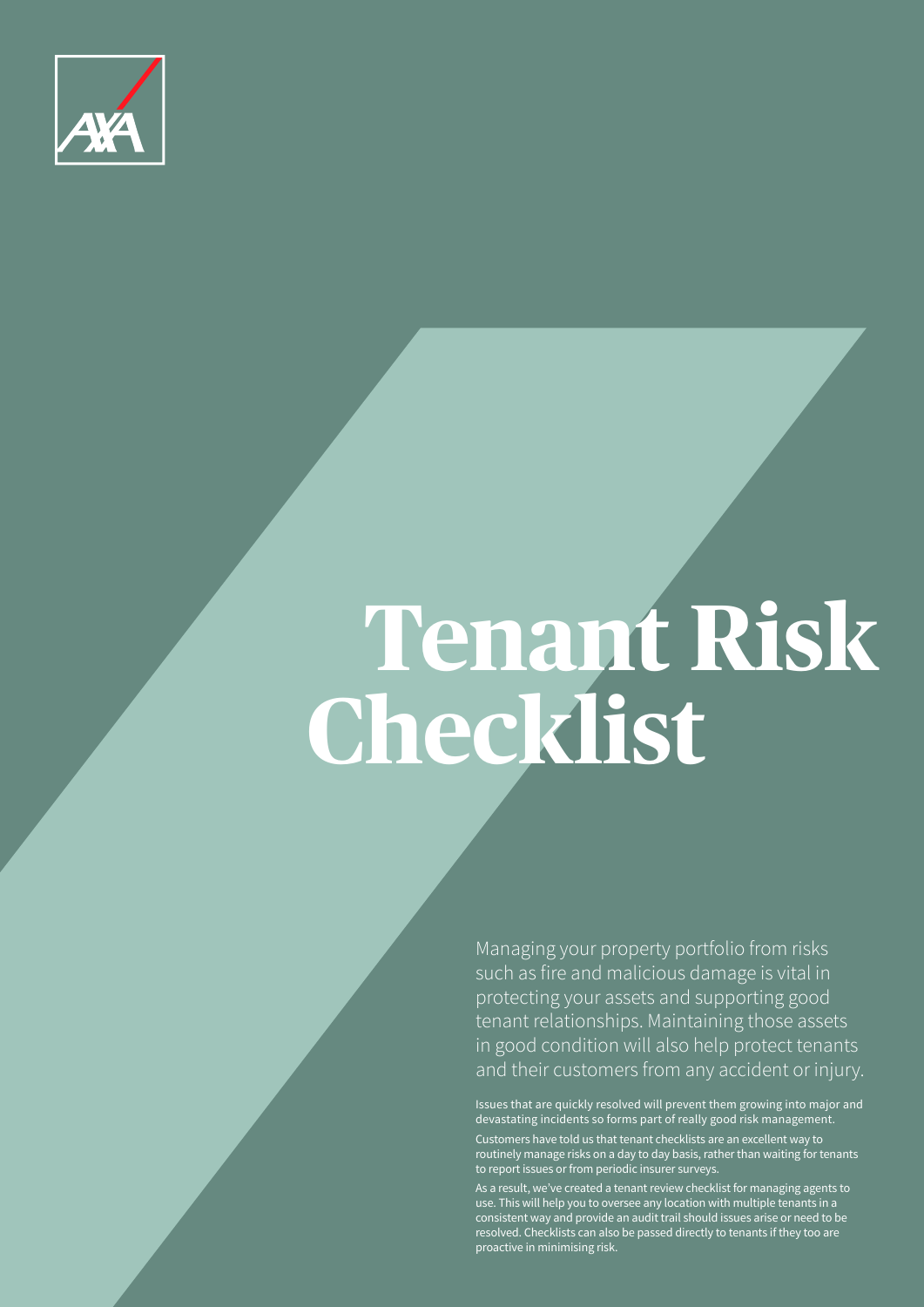# Tenant Risk Checklist

Managing your property portfolio from risks such as fire and malicious damage is vital in protecting your assets and supporting good tenant relationships. Maintaining those assets in good condition will also help protect tenants and their customers from any accident or injury.

Issues that are quickly resolved will prevent them growing into major and devastating incidents so forms part of really good risk management.

Customers have told us that tenant checklists are an excellent way to routinely manage risks on a day to day basis, rather than waiting for tenants to report issues or from periodic insurer surveys.

As a result, we've created a tenant review checklist for managing agents to use. This will help you to oversee any location with multiple tenants in a consistent way and provide an audit trail should issues arise or need to be resolved. Checklists can also be passed directly to tenants if they too are proactive in minimising risk.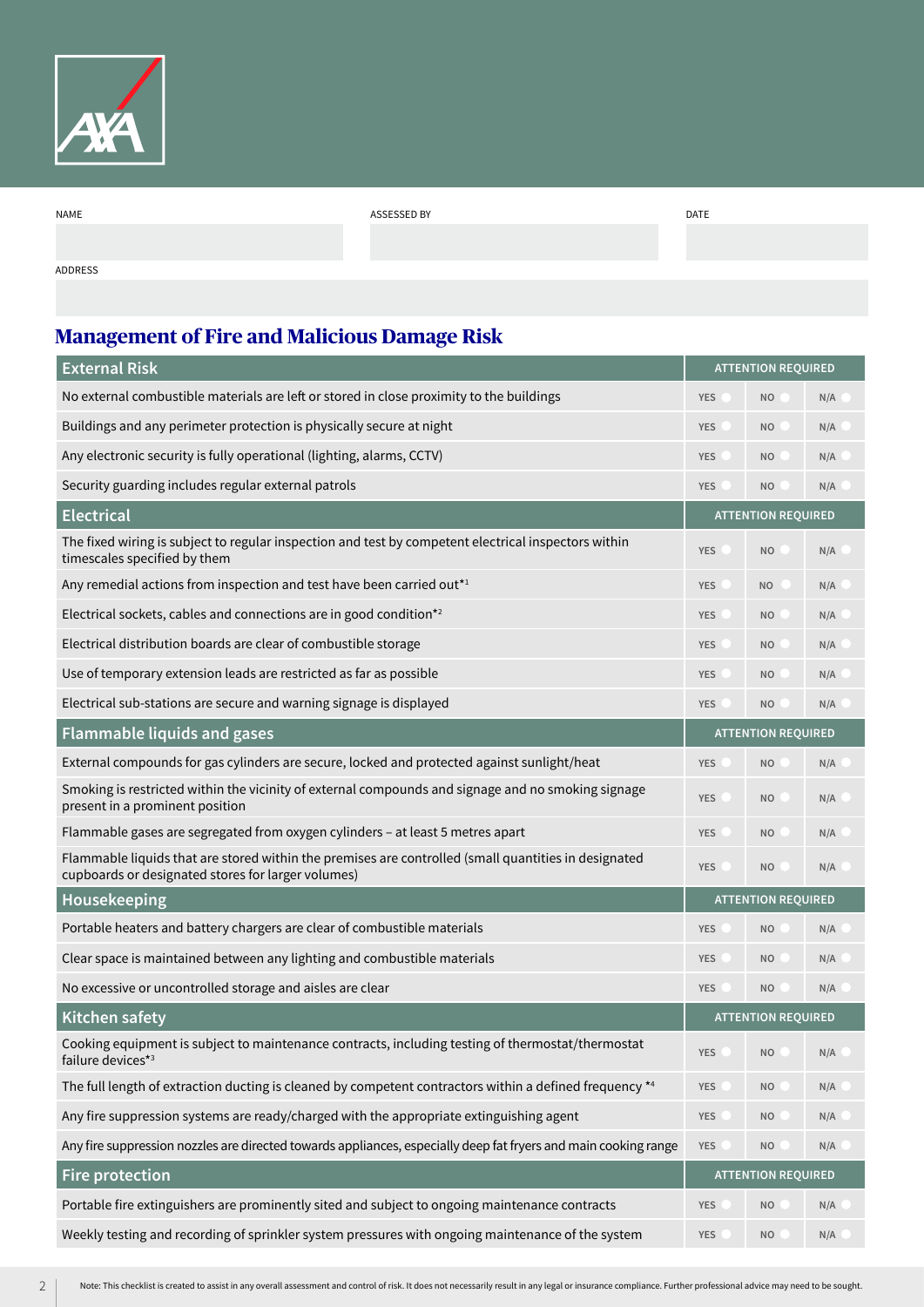| NAME | ASSESSED BY | DATE |
| --- | --- | --- |
| | | |

| ADDRESS |
| --- |
| |

## Management of Fire and Malicious Damage Risk

| External Risk | ATTENTION REQUIRED | | |
| --- | --- | --- | --- |
| No external combustible materials are left or stored in close proximity to the buildings | YES | NO | N/A |
| Buildings and any perimeter protection is physically secure at night | YES | NO | N/A |
| Any electronic security is fully operational (lighting, alarms, CCTV) | YES | NO | N/A |
| Security guarding includes regular external patrols | YES | NO | N/A |
| **Electrical** | **ATTENTION REQUIRED** | | |
| The fixed wiring is subject to regular inspection and test by competent electrical inspectors within timescales specified by them | YES | NO | N/A |
| Any remedial actions from inspection and test have been carried out*[1] | YES | NO | N/A |
| Electrical sockets, cables and connections are in good condition*[2] | YES | NO | N/A |
| Electrical distribution boards are clear of combustible storage | YES | NO | N/A |
| Use of temporary extension leads are restricted as far as possible | YES | NO | N/A |
| Electrical sub-stations are secure and warning signage is displayed | YES | NO | N/A |
| **Flammable liquids and gases** | **ATTENTION REQUIRED** | | |
| External compounds for gas cylinders are secure, locked and protected against sunlight/heat | YES | NO | N/A |
| Smoking is restricted within the vicinity of external compounds and signage and no smoking signage present in a prominent position | YES | NO | N/A |
| Flammable gases are segregated from oxygen cylinders – at least 5 metres apart | YES | NO | N/A |
| Flammable liquids that are stored within the premises are controlled (small quantities in designated cupboards or designated stores for larger volumes) | YES | NO | N/A |
| **Housekeeping** | **ATTENTION REQUIRED** | | |
| Portable heaters and battery chargers are clear of combustible materials | YES | NO | N/A |
| Clear space is maintained between any lighting and combustible materials | YES | NO | N/A |
| No excessive or uncontrolled storage and aisles are clear | YES | NO | N/A |
| **Kitchen safety** | **ATTENTION REQUIRED** | | |
| Cooking equipment is subject to maintenance contracts, including testing of thermostat/thermostat failure devices*[3] | YES | NO | N/A |
| The full length of extraction ducting is cleaned by competent contractors within a defined frequency *[4] | YES | NO | N/A |
| Any fire suppression systems are ready/charged with the appropriate extinguishing agent | YES | NO | N/A |
| Any fire suppression nozzles are directed towards appliances, especially deep fat fryers and main cooking range | YES | NO | N/A |
| **Fire protection** | **ATTENTION REQUIRED** | | |
| Portable fire extinguishers are prominently sited and subject to ongoing maintenance contracts | YES | NO | N/A |
| Weekly testing and recording of sprinkler system pressures with ongoing maintenance of the system | YES | NO | N/A |

Note: This checklist is created to assist in any overall assessment and control of risk. It does not necessarily result in any legal or insurance compliance. Further professional advice may need to be sought.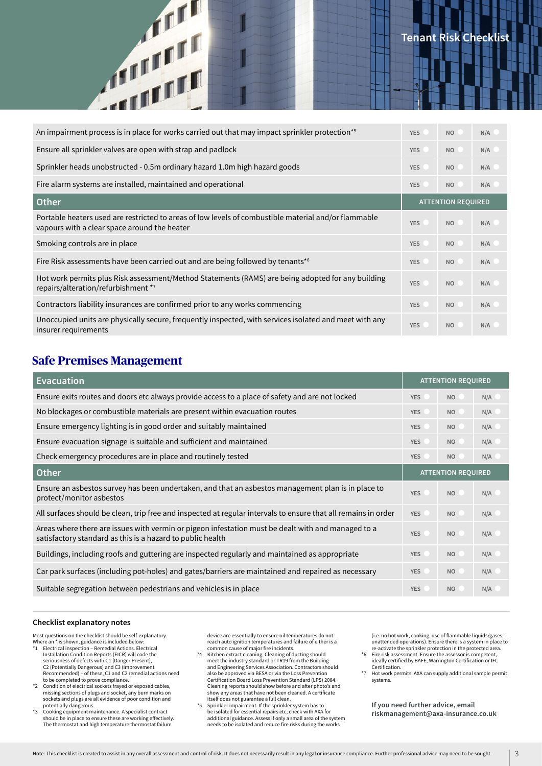| | | | |
|---|---|---|---|
| An impairment process is in place for works carried out that may impact sprinkler protection*5 | YES | NO | N/A |
| Ensure all sprinkler valves are open with strap and padlock | YES | NO | N/A |
| Sprinkler heads unobstructed - 0.5m ordinary hazard 1.0m high hazard goods | YES | NO | N/A |
| Fire alarm systems are installed, maintained and operational | YES | NO | N/A |
| **Other** | **ATTENTION REQUIRED** | | |
| Portable heaters used are restricted to areas of low levels of combustible material and/or flammable vapours with a clear space around the heater | YES | NO | N/A |
| Smoking controls are in place | YES | NO | N/A |
| Fire Risk assessments have been carried out and are being followed by tenants*6 | YES | NO | N/A |
| Hot work permits plus Risk assessment/Method Statements (RAMS) are being adopted for any building repairs/alteration/refurbishment *7 | YES | NO | N/A |
| Contractors liability insurances are confirmed prior to any works commencing | YES | NO | N/A |
| Unoccupied units are physically secure, frequently inspected, with services isolated and meet with any insurer requirements | YES | NO | N/A |

## Safe Premises Management

| Evacuation | ATTENTION REQUIRED | | |
|---|---|---|---|
| Ensure exits routes and doors etc always provide access to a place of safety and are not locked | YES | NO | N/A |
| No blockages or combustible materials are present within evacuation routes | YES | NO | N/A |
| Ensure emergency lighting is in good order and suitably maintained | YES | NO | N/A |
| Ensure evacuation signage is suitable and sufficient and maintained | YES | NO | N/A |
| Check emergency procedures are in place and routinely tested | YES | NO | N/A |
| **Other** | **ATTENTION REQUIRED** | | |
| Ensure an asbestos survey has been undertaken, and that an asbestos management plan is in place to protect/monitor asbestos | YES | NO | N/A |
| All surfaces should be clean, trip free and inspected at regular intervals to ensure that all remains in order | YES | NO | N/A |
| Areas where there are issues with vermin or pigeon infestation must be dealt with and managed to a satisfactory standard as this is a hazard to public health | YES | NO | N/A |
| Buildings, including roofs and guttering are inspected regularly and maintained as appropriate | YES | NO | N/A |
| Car park surfaces (including pot-holes) and gates/barriers are maintained and repaired as necessary | YES | NO | N/A |
| Suitable segregation between pedestrians and vehicles is in place | YES | NO | N/A |

### Checklist explanatory notes

Most questions on the checklist should be self-explanatory. Where an * is shown, guidance is included below:

- *1 Electrical inspection – Remedial Actions. Electrical Installation Condition Reports (EICR) will code the seriousness of defects with C1 (Danger Present), C2 (Potentially Dangerous) and C3 (Improvement Recommended) – of these, C1 and C2 remedial actions need to be completed to prove compliance.
- *2 Condition of electrical sockets frayed or exposed cables, missing sections of plugs and socket, any burn marks on sockets and plugs are all evidence of poor condition and potentially dangerous.
- *3 Cooking equipment maintenance. A specialist contract should be in place to ensure these are working effectively. The thermostat and high temperature thermostat failure device are essentially to ensure oil temperatures do not reach auto ignition temperatures and failure of either is a common cause of major fire incidents.
- *4 Kitchen extract cleaning. Cleaning of ducting should meet the industry standard or TR19 from the Building and Engineering Services Association. Contractors should also be approved via BESA or via the Loss Prevention Certification Board Loss Prevention Standard (LPS) 2084. Cleaning reports should show before and after photo's and show any areas that have not been cleaned. A certificate itself does not guarantee a full clean.
- *5 Sprinkler impairment. If the sprinkler system has to be isolated for essential repairs etc, check with AXA for additional guidance. Assess if only a small area of the system needs to be isolated and reduce fire risks during the works (i.e. no hot work, cooking, use of flammable liquids/gases, unattended operations). Ensure there is a system in place to re-activate the sprinkler protection in the protected area.
- *6 Fire risk assessment. Ensure the assessor is competent, ideally certified by BAFE, Warrington Certification or IFC Certification.
- *7 Hot work permits. AXA can supply additional sample permit systems.

**If you need further advice, email riskmanagement@axa-insurance.co.uk**

Note: This checklist is created to assist in any overall assessment and control of risk. It does not necessarily result in any legal or insurance compliance. Further professional advice may need to be sought.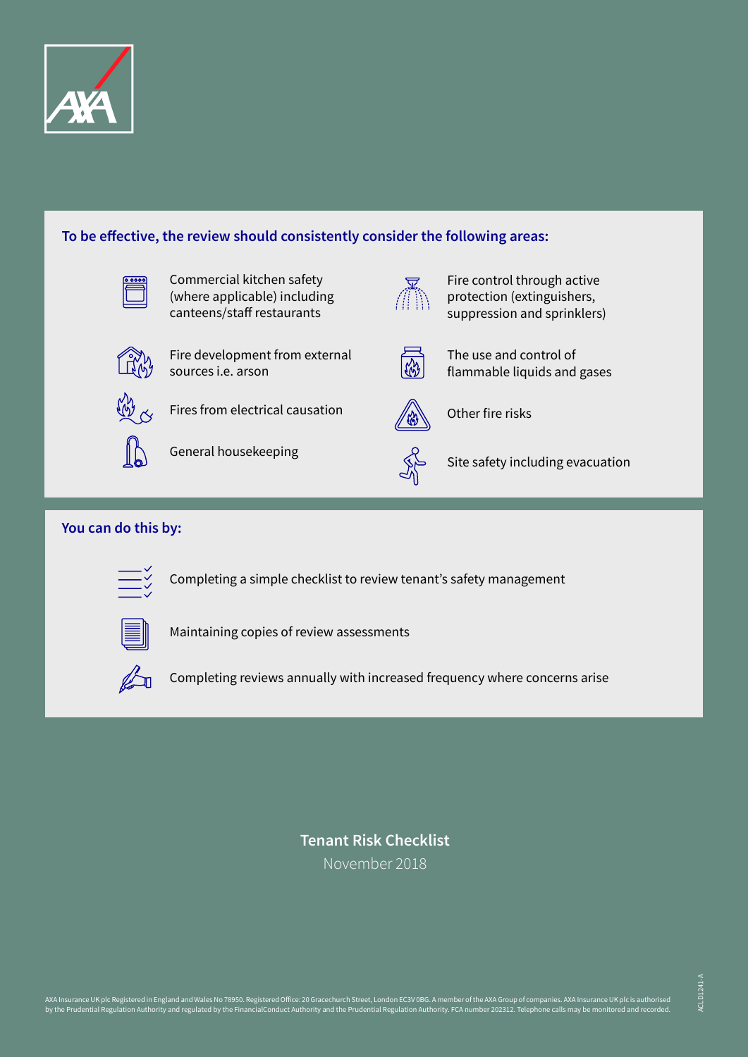## To be effective, the review should consistently consider the following areas:

- Commercial kitchen safety (where applicable) including canteens/staff restaurants
- Fire development from external sources i.e. arson
- Fires from electrical causation
- General housekeeping
- Fire control through active protection (extinguishers, suppression and sprinklers)
- The use and control of flammable liquids and gases
- Other fire risks
- Site safety including evacuation

## You can do this by:

- Completing a simple checklist to review tenant's safety management
- Maintaining copies of review assessments
- Completing reviews annually with increased frequency where concerns arise

**Tenant Risk Checklist**

November 2018

AXA Insurance UK plc Registered in England and Wales No 78950. Registered Office: 20 Gracechurch Street, London EC3V 0BG. A member of the AXA Group of companies. AXA Insurance UK plc is authorised by the Prudential Regulation Authority and regulated by the FinancialConduct Authority and the Prudential Regulation Authority. FCA number 202312. Telephone calls may be monitored and recorded.

ACLD1241-A